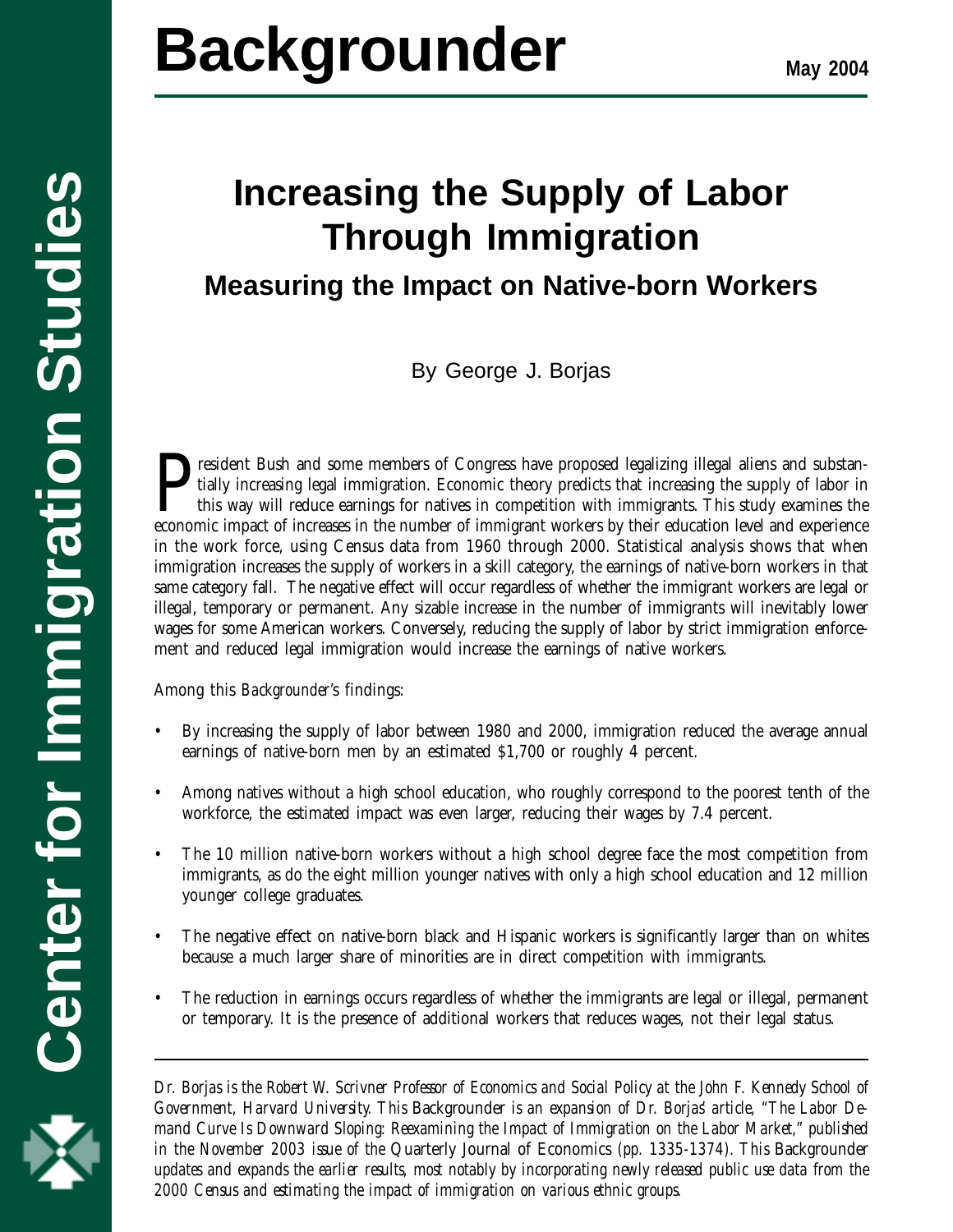# Backgrounder

May 2004

**Center for Immigration Studies**

# Increasing the Supply of Labor Through Immigration

## Measuring the Impact on Native-born Workers

By George J. Borjas

President Bush and some members of Congress have proposed legalizing illegal aliens and substantially increasing legal immigration. Economic theory predicts that increasing the supply of labor in this way will reduce earnings for natives in competition with immigrants. This study examines the economic impact of increases in the number of immigrant workers by their education level and experience in the work force, using Census data from 1960 through 2000. Statistical analysis shows that when immigration increases the supply of workers in a skill category, the earnings of native-born workers in that same category fall. The negative effect will occur regardless of whether the immigrant workers are legal or illegal, temporary or permanent. Any sizable increase in the number of immigrants will inevitably lower wages for some American workers. Conversely, reducing the supply of labor by strict immigration enforcement and reduced legal immigration would increase the earnings of native workers.

Among this *Backgrounder's* findings:

- By increasing the supply of labor between 1980 and 2000, immigration reduced the average annual earnings of native-born men by an estimated $1,700 or roughly 4 percent.
- Among natives without a high school education, who roughly correspond to the poorest tenth of the workforce, the estimated impact was even larger, reducing their wages by 7.4 percent.
- The 10 million native-born workers without a high school degree face the most competition from immigrants, as do the eight million younger natives with only a high school education and 12 million younger college graduates.
- The negative effect on native-born black and Hispanic workers is significantly larger than on whites because a much larger share of minorities are in direct competition with immigrants.
- The reduction in earnings occurs regardless of whether the immigrants are legal or illegal, permanent or temporary. It is the presence of additional workers that reduces wages, not their legal status.

---

*Dr. Borjas is the Robert W. Scrivner Professor of Economics and Social Policy at the John F. Kennedy School of Government, Harvard University. This* Backgrounder *is an expansion of Dr. Borjas' article, "The Labor Demand Curve Is Downward Sloping: Reexamining the Impact of Immigration on the Labor Market," published in the November 2003 issue of the* Quarterly Journal of Economics *(pp. 1335-1374). This* Backgrounder *updates and expands the earlier results, most notably by incorporating newly released public use data from the 2000 Census and estimating the impact of immigration on various ethnic groups.*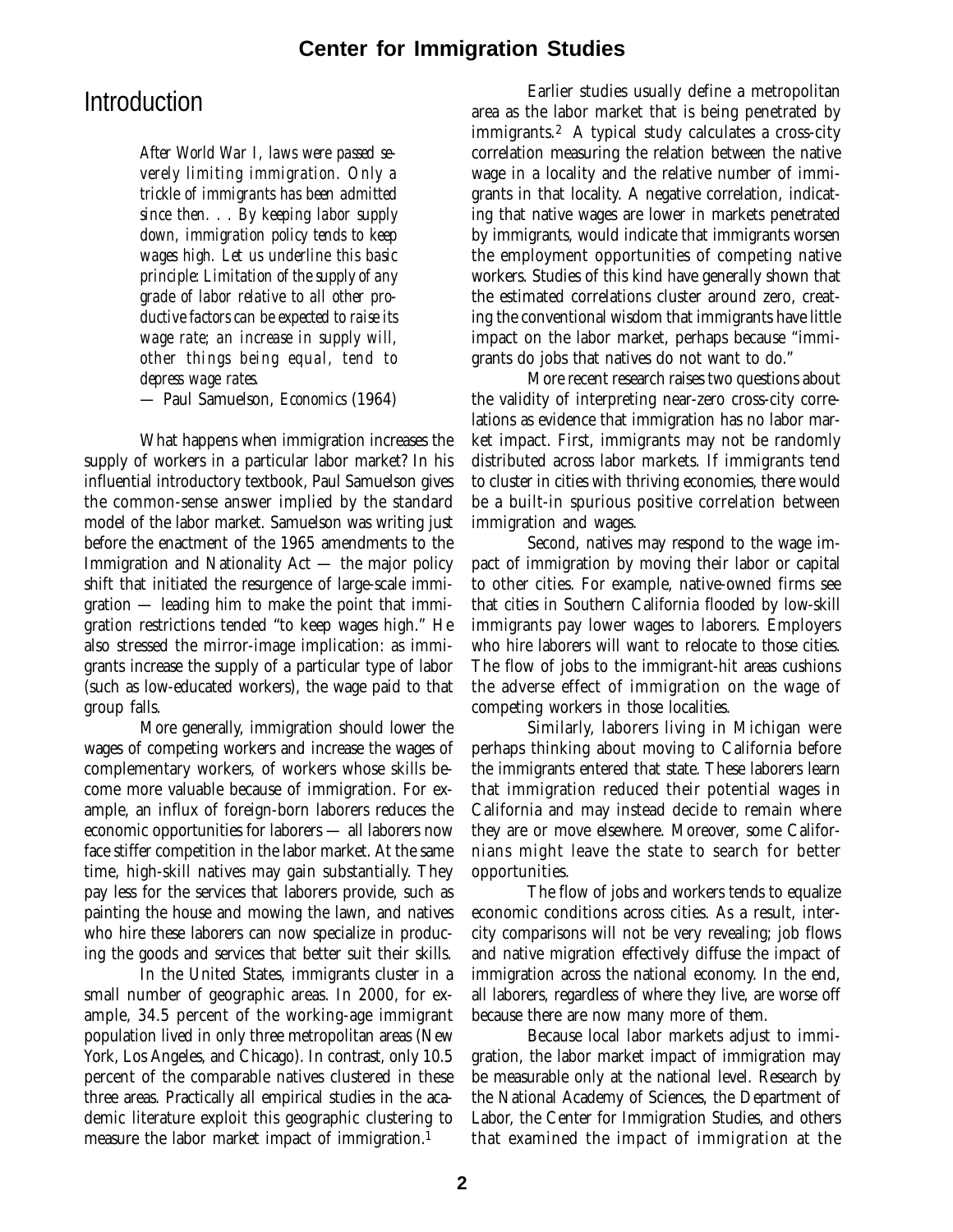# Introduction

> *After World War I, laws were passed severely limiting immigration. Only a trickle of immigrants has been admitted since then. . . By keeping labor supply down, immigration policy tends to keep wages high. Let us underline this basic principle: Limitation of the supply of any grade of labor relative to all other productive factors can be expected to raise its wage rate; an increase in supply will, other things being equal, tend to depress wage rates.*
>
> — Paul Samuelson, *Economics* (1964)

What happens when immigration increases the supply of workers in a particular labor market? In his influential introductory textbook, Paul Samuelson gives the common-sense answer implied by the standard model of the labor market. Samuelson was writing just before the enactment of the 1965 amendments to the Immigration and Nationality Act — the major policy shift that initiated the resurgence of large-scale immigration — leading him to make the point that immigration restrictions tended "to keep wages high." He also stressed the mirror-image implication: as immigrants increase the supply of a particular type of labor (such as low-educated workers), the wage paid to that group falls.

More generally, immigration should lower the wages of competing workers and increase the wages of complementary workers, of workers whose skills become more valuable because of immigration. For example, an influx of foreign-born laborers reduces the economic opportunities for laborers — all laborers now face stiffer competition in the labor market. At the same time, high-skill natives may gain substantially. They pay less for the services that laborers provide, such as painting the house and mowing the lawn, and natives who hire these laborers can now specialize in producing the goods and services that better suit their skills.

In the United States, immigrants cluster in a small number of geographic areas. In 2000, for example, 34.5 percent of the working-age immigrant population lived in only three metropolitan areas (New York, Los Angeles, and Chicago). In contrast, only 10.5 percent of the comparable natives clustered in these three areas. Practically all empirical studies in the academic literature exploit this geographic clustering to measure the labor market impact of immigration.[1]

Earlier studies usually define a metropolitan area as the labor market that is being penetrated by immigrants.[2] A typical study calculates a cross-city correlation measuring the relation between the native wage in a locality and the relative number of immigrants in that locality. A negative correlation, indicating that native wages are lower in markets penetrated by immigrants, would indicate that immigrants worsen the employment opportunities of competing native workers. Studies of this kind have generally shown that the estimated correlations cluster around zero, creating the conventional wisdom that immigrants have little impact on the labor market, perhaps because "immigrants do jobs that natives do not want to do."

More recent research raises two questions about the validity of interpreting near-zero cross-city correlations as evidence that immigration has no labor market impact. First, immigrants may not be randomly distributed across labor markets. If immigrants tend to cluster in cities with thriving economies, there would be a built-in spurious positive correlation between immigration and wages.

Second, natives may respond to the wage impact of immigration by moving their labor or capital to other cities. For example, native-owned firms see that cities in Southern California flooded by low-skill immigrants pay lower wages to laborers. Employers who hire laborers will want to relocate to those cities. The flow of jobs to the immigrant-hit areas cushions the adverse effect of immigration on the wage of competing workers in those localities.

Similarly, laborers living in Michigan were perhaps thinking about moving to California before the immigrants entered that state. These laborers learn that immigration reduced their potential wages in California and may instead decide to remain where they are or move elsewhere. Moreover, some Californians might leave the state to search for better opportunities.

The flow of jobs and workers tends to equalize economic conditions across cities. As a result, intercity comparisons will not be very revealing; job flows and native migration effectively diffuse the impact of immigration across the national economy. In the end, all laborers, regardless of where they live, are worse off because there are now many more of them.

Because local labor markets adjust to immigration, the labor market impact of immigration may be measurable only at the national level. Research by the National Academy of Sciences, the Department of Labor, the Center for Immigration Studies, and others that examined the impact of immigration at the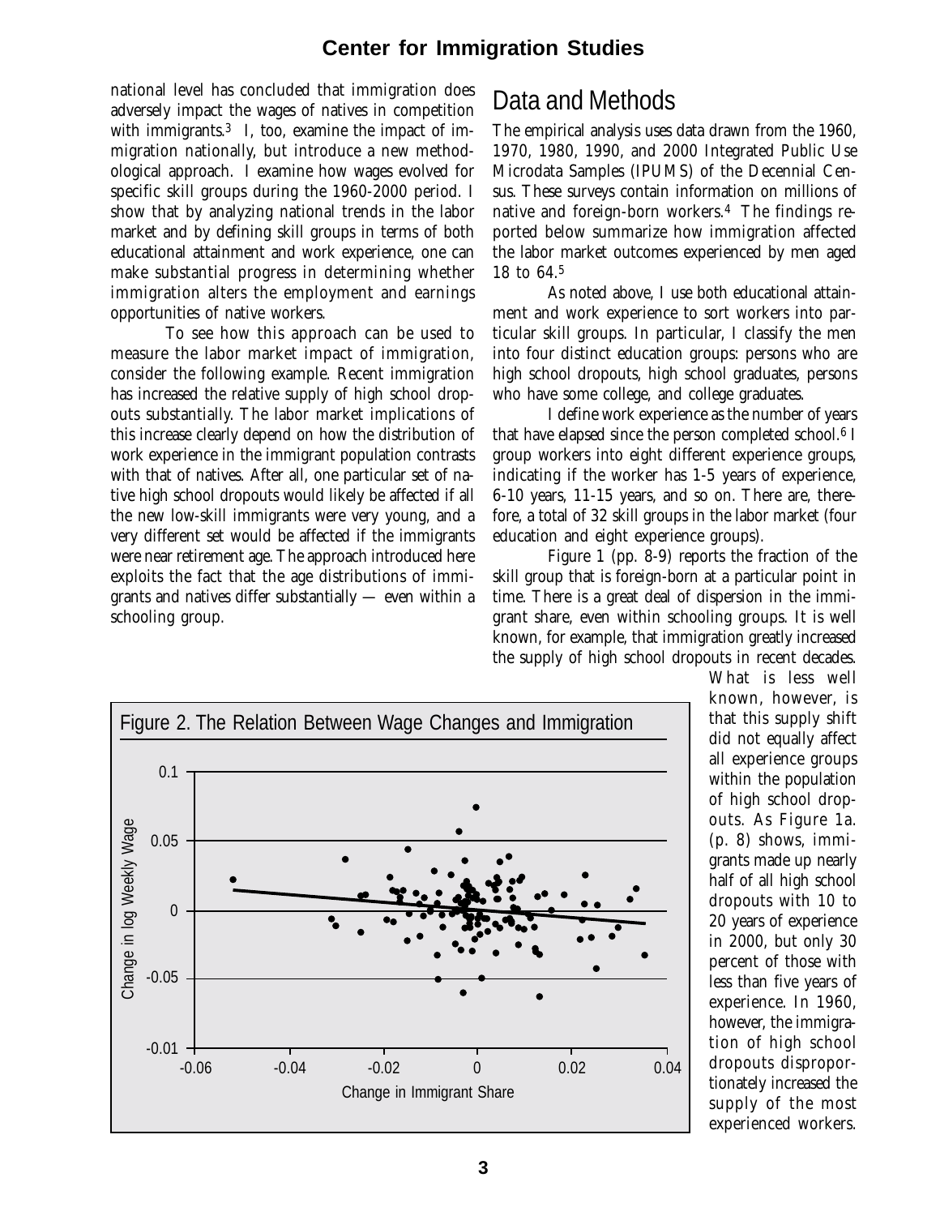national level has concluded that immigration does adversely impact the wages of natives in competition with immigrants.[3] I, too, examine the impact of immigration nationally, but introduce a new methodological approach. I examine how wages evolved for specific skill groups during the 1960-2000 period. I show that by analyzing national trends in the labor market and by defining skill groups in terms of both educational attainment and work experience, one can make substantial progress in determining whether immigration alters the employment and earnings opportunities of native workers.

To see how this approach can be used to measure the labor market impact of immigration, consider the following example. Recent immigration has increased the relative supply of high school dropouts substantially. The labor market implications of this increase clearly depend on how the distribution of work experience in the immigrant population contrasts with that of natives. After all, one particular set of native high school dropouts would likely be affected if all the new low-skill immigrants were very young, and a very different set would be affected if the immigrants were near retirement age. The approach introduced here exploits the fact that the age distributions of immigrants and natives differ substantially — even within a schooling group.

## Data and Methods

The empirical analysis uses data drawn from the 1960, 1970, 1980, 1990, and 2000 Integrated Public Use Microdata Samples (IPUMS) of the Decennial Census. These surveys contain information on millions of native and foreign-born workers.[4] The findings reported below summarize how immigration affected the labor market outcomes experienced by men aged 18 to 64.[5]

As noted above, I use both educational attainment and work experience to sort workers into particular skill groups. In particular, I classify the men into four distinct education groups: persons who are high school dropouts, high school graduates, persons who have some college, and college graduates.

I define work experience as the number of years that have elapsed since the person completed school.[6] I group workers into eight different experience groups, indicating if the worker has 1-5 years of experience, 6-10 years, 11-15 years, and so on. There are, therefore, a total of 32 skill groups in the labor market (four education and eight experience groups).

Figure 1 (pp. 8-9) reports the fraction of the skill group that is foreign-born at a particular point in time. There is a great deal of dispersion in the immigrant share, even within schooling groups. It is well known, for example, that immigration greatly increased the supply of high school dropouts in recent decades. What is less well known, however, is that this supply shift did not equally affect all experience groups within the population of high school dropouts. As Figure 1a. (p. 8) shows, immigrants made up nearly half of all high school dropouts with 10 to 20 years of experience in 2000, but only 30 percent of those with less than five years of experience. In 1960, however, the immigration of high school dropouts disproportionately increased the supply of the most experienced workers.

Figure 2. The Relation Between Wage Changes and Immigration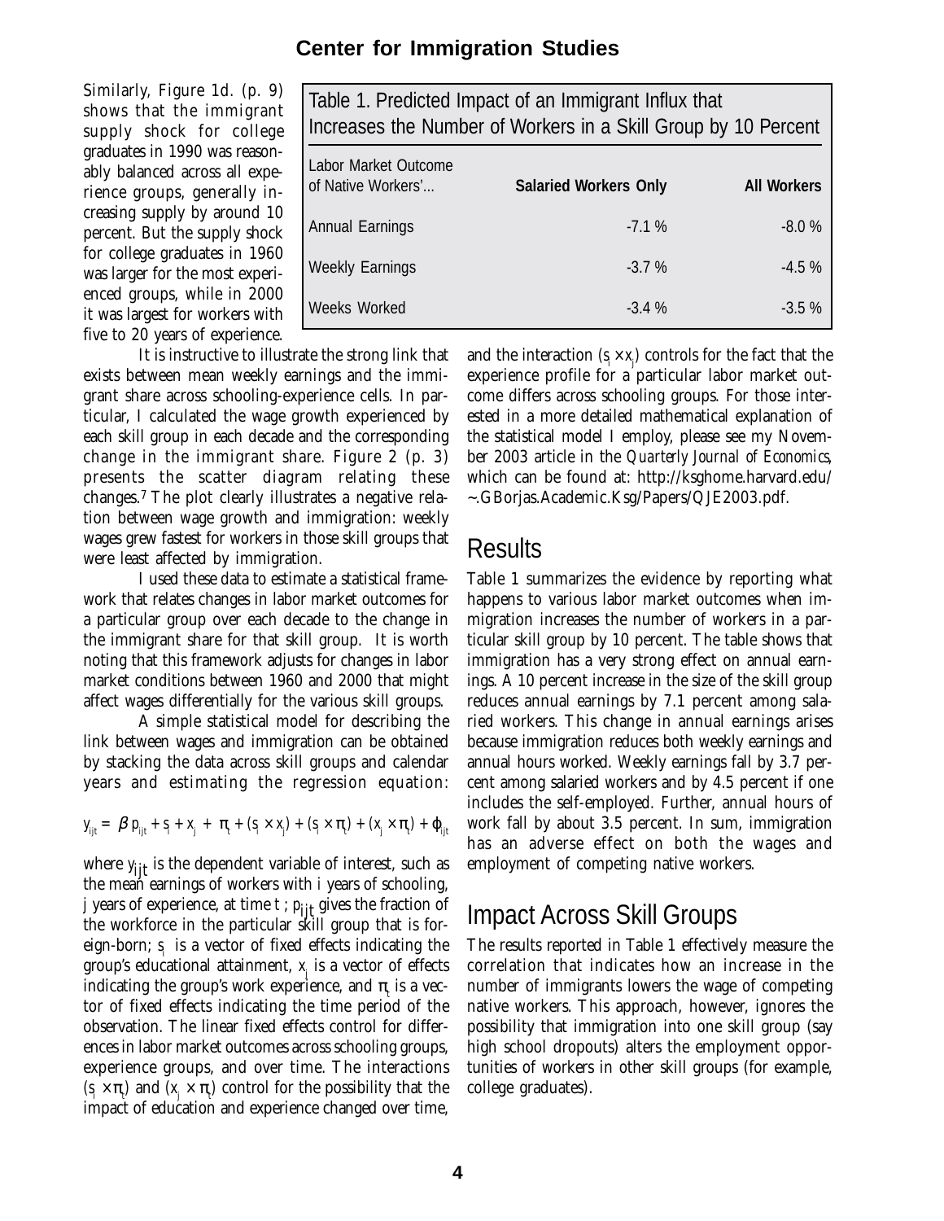Similarly, Figure 1d. (p. 9) shows that the immigrant supply shock for college graduates in 1990 was reasonably balanced across all experience groups, generally increasing supply by around 10 percent. But the supply shock for college graduates in 1960 was larger for the most experienced groups, while in 2000 it was largest for workers with five to 20 years of experience.

| Table 1. Predicted Impact of an Immigrant Influx that Increases the Number of Workers in a Skill Group by 10 Percent | | |
|---|---|---|
| Labor Market Outcome of Native Workers'... | **Salaried Workers Only** | **All Workers** |
| Annual Earnings | -7.1 % | -8.0 % |
| Weekly Earnings | -3.7 % | -4.5 % |
| Weeks Worked | -3.4 % | -3.5 % |

It is instructive to illustrate the strong link that exists between mean weekly earnings and the immigrant share across schooling-experience cells. In particular, I calculated the wage growth experienced by each skill group in each decade and the corresponding change in the immigrant share. Figure 2 (p. 3) presents the scatter diagram relating these changes.[7] The plot clearly illustrates a negative relation between wage growth and immigration: weekly wages grew fastest for workers in those skill groups that were least affected by immigration.

I used these data to estimate a statistical framework that relates changes in labor market outcomes for a particular group over each decade to the change in the immigrant share for that skill group. It is worth noting that this framework adjusts for changes in labor market conditions between 1960 and 2000 that might affect wages differentially for the various skill groups.

A simple statistical model for describing the link between wages and immigration can be obtained by stacking the data across skill groups and calendar years and estimating the regression equation:

$$y_{ijt} = \beta p_{ijt} + s_i + x_j + \pi_t + (s_i \times x_j) + (s_i \times \pi_t) + (x_j \times \pi_t) + \varphi_{ijt}$$

where $y_{ijt}$ is the dependent variable of interest, such as the mean earnings of workers with *i* years of schooling, *j* years of experience, at time *t* ; $p_{ijt}$ gives the fraction of the workforce in the particular skill group that is foreign-born; $s_i$ is a vector of fixed effects indicating the group's educational attainment, $x_j$ is a vector of effects indicating the group's work experience, and $\pi_t$ is a vector of fixed effects indicating the time period of the observation. The linear fixed effects control for differences in labor market outcomes across schooling groups, experience groups, and over time. The interactions $(s_i \times \pi_t)$ and $(x_j \times \pi_t)$ control for the possibility that the impact of education and experience changed over time, and the interaction $(s_i \times x_j)$ controls for the fact that the experience profile for a particular labor market outcome differs across schooling groups. For those interested in a more detailed mathematical explanation of the statistical model I employ, please see my November 2003 article in the *Quarterly Journal of Economics*, which can be found at: http://ksghome.harvard.edu/~.GBorjas.Academic.Ksg/Papers/QJE2003.pdf.

## Results

Table 1 summarizes the evidence by reporting what happens to various labor market outcomes when immigration increases the number of workers in a particular skill group by 10 percent. The table shows that immigration has a very strong effect on annual earnings. A 10 percent increase in the size of the skill group reduces annual earnings by 7.1 percent among salaried workers. This change in annual earnings arises because immigration reduces both weekly earnings and annual hours worked. Weekly earnings fall by 3.7 percent among salaried workers and by 4.5 percent if one includes the self-employed. Further, annual hours of work fall by about 3.5 percent. In sum, immigration has an adverse effect on both the wages and employment of competing native workers.

## Impact Across Skill Groups

The results reported in Table 1 effectively measure the correlation that indicates how an increase in the number of immigrants lowers the wage of competing native workers. This approach, however, ignores the possibility that immigration into one skill group (say high school dropouts) alters the employment opportunities of workers in other skill groups (for example, college graduates).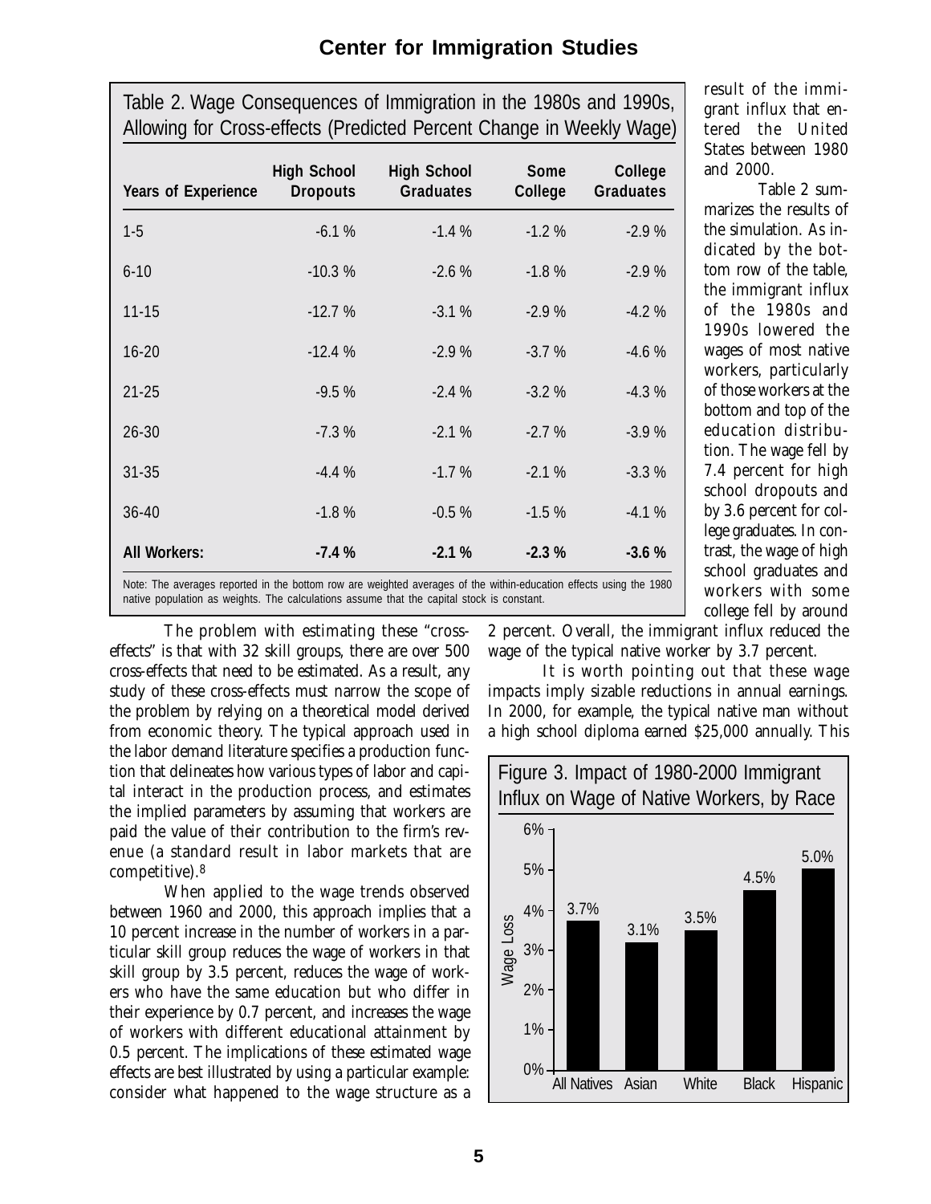Table 2. Wage Consequences of Immigration in the 1980s and 1990s, Allowing for Cross-effects (Predicted Percent Change in Weekly Wage)

| Years of Experience | High School Dropouts | High School Graduates | Some College | College Graduates |
|---|---|---|---|---|
| 1-5 | -6.1 % | -1.4 % | -1.2 % | -2.9 % |
| 6-10 | -10.3 % | -2.6 % | -1.8 % | -2.9 % |
| 11-15 | -12.7 % | -3.1 % | -2.9 % | -4.2 % |
| 16-20 | -12.4 % | -2.9 % | -3.7 % | -4.6 % |
| 21-25 | -9.5 % | -2.4 % | -3.2 % | -4.3 % |
| 26-30 | -7.3 % | -2.1 % | -2.7 % | -3.9 % |
| 31-35 | -4.4 % | -1.7 % | -2.1 % | -3.3 % |
| 36-40 | -1.8 % | -0.5 % | -1.5 % | -4.1 % |
| **All Workers:** | **-7.4 %** | **-2.1 %** | **-2.3 %** | **-3.6 %** |

Note: The averages reported in the bottom row are weighted averages of the within-education effects using the 1980 native population as weights. The calculations assume that the capital stock is constant.

The problem with estimating these "cross-effects" is that with 32 skill groups, there are over 500 cross-effects that need to be estimated. As a result, any study of these cross-effects must narrow the scope of the problem by relying on a theoretical model derived from economic theory. The typical approach used in the labor demand literature specifies a production function that delineates how various types of labor and capital interact in the production process, and estimates the implied parameters by assuming that workers are paid the value of their contribution to the firm's revenue (a standard result in labor markets that are competitive).[8]

When applied to the wage trends observed between 1960 and 2000, this approach implies that a 10 percent increase in the number of workers in a particular skill group reduces the wage of workers in that skill group by 3.5 percent, reduces the wage of workers who have the same education but who differ in their experience by 0.7 percent, and increases the wage of workers with different educational attainment by 0.5 percent. The implications of these estimated wage effects are best illustrated by using a particular example: consider what happened to the wage structure as a result of the immigrant influx that entered the United States between 1980 and 2000.

Table 2 summarizes the results of the simulation. As indicated by the bottom row of the table, the immigrant influx of the 1980s and 1990s lowered the wages of most native workers, particularly of those workers at the bottom and top of the education distribution. The wage fell by 7.4 percent for high school dropouts and by 3.6 percent for college graduates. In contrast, the wage of high school graduates and workers with some college fell by around 2 percent. Overall, the immigrant influx reduced the wage of the typical native worker by 3.7 percent.

It is worth pointing out that these wage impacts imply sizable reductions in annual earnings. In 2000, for example, the typical native man without a high school diploma earned $25,000 annually. This

Figure 3. Impact of 1980-2000 Immigrant Influx on Wage of Native Workers, by Race

| Group | Wage Loss |
|---|---|
| All Natives | 3.7% |
| Asian | 3.1% |
| White | 3.5% |
| Black | 4.5% |
| Hispanic | 5.0% |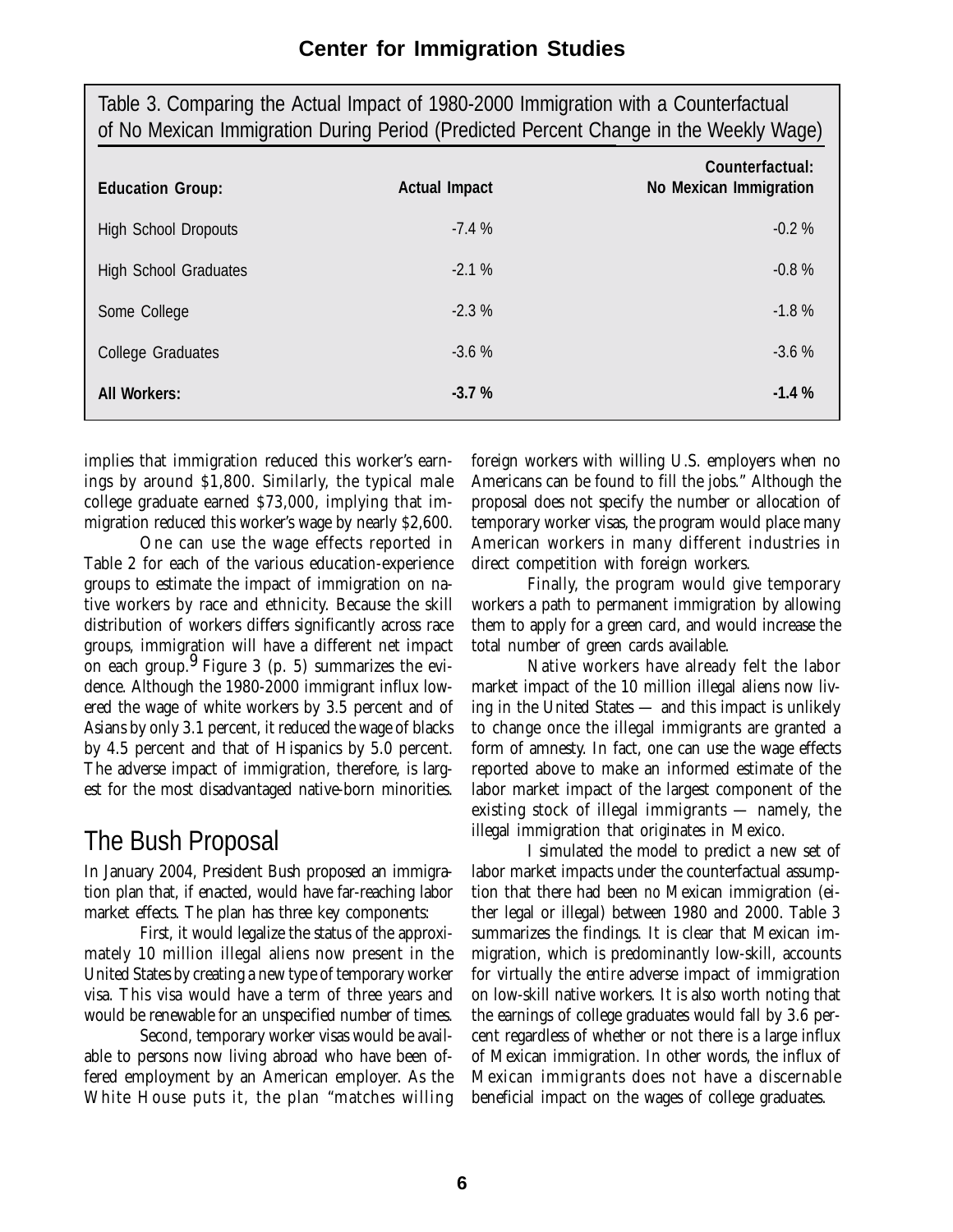Table 3. Comparing the Actual Impact of 1980-2000 Immigration with a Counterfactual of No Mexican Immigration During Period (Predicted Percent Change in the Weekly Wage)

| Education Group: | Actual Impact | Counterfactual: No Mexican Immigration |
|---|---|---|
| High School Dropouts | -7.4 % | -0.2 % |
| High School Graduates | -2.1 % | -0.8 % |
| Some College | -2.3 % | -1.8 % |
| College Graduates | -3.6 % | -3.6 % |
| **All Workers:** | **-3.7 %** | **-1.4 %** |

implies that immigration reduced this worker's earnings by around $1,800. Similarly, the typical male college graduate earned $73,000, implying that immigration reduced this worker's wage by nearly $2,600.

One can use the wage effects reported in Table 2 for each of the various education-experience groups to estimate the impact of immigration on native workers by race and ethnicity. Because the skill distribution of workers differs significantly across race groups, immigration will have a different net impact on each group.[9] Figure 3 (p. 5) summarizes the evidence. Although the 1980-2000 immigrant influx lowered the wage of white workers by 3.5 percent and of Asians by only 3.1 percent, it reduced the wage of blacks by 4.5 percent and that of Hispanics by 5.0 percent. The adverse impact of immigration, therefore, is largest for the most disadvantaged native-born minorities.

## The Bush Proposal

In January 2004, President Bush proposed an immigration plan that, if enacted, would have far-reaching labor market effects. The plan has three key components:

First, it would legalize the status of the approximately 10 million illegal aliens now present in the United States by creating a new type of temporary worker visa. This visa would have a term of three years and would be renewable for an unspecified number of times.

Second, temporary worker visas would be available to persons now living abroad who have been offered employment by an American employer. As the White House puts it, the plan "matches willing foreign workers with willing U.S. employers when no Americans can be found to fill the jobs." Although the proposal does not specify the number or allocation of temporary worker visas, the program would place many American workers in many different industries in direct competition with foreign workers.

Finally, the program would give temporary workers a path to permanent immigration by allowing them to apply for a green card, and would increase the total number of green cards available.

Native workers have already felt the labor market impact of the 10 million illegal aliens now living in the United States — and this impact is unlikely to change once the illegal immigrants are granted a form of amnesty. In fact, one can use the wage effects reported above to make an informed estimate of the labor market impact of the largest component of the existing stock of illegal immigrants — namely, the illegal immigration that originates in Mexico.

I simulated the model to predict a new set of labor market impacts under the counterfactual assumption that there had been *no* Mexican immigration (either legal or illegal) between 1980 and 2000. Table 3 summarizes the findings. It is clear that Mexican immigration, which is predominantly low-skill, accounts for virtually the *entire* adverse impact of immigration on low-skill native workers. It is also worth noting that the earnings of college graduates would fall by 3.6 percent regardless of whether or not there is a large influx of Mexican immigration. In other words, the influx of Mexican immigrants does not have a discernable beneficial impact on the wages of college graduates.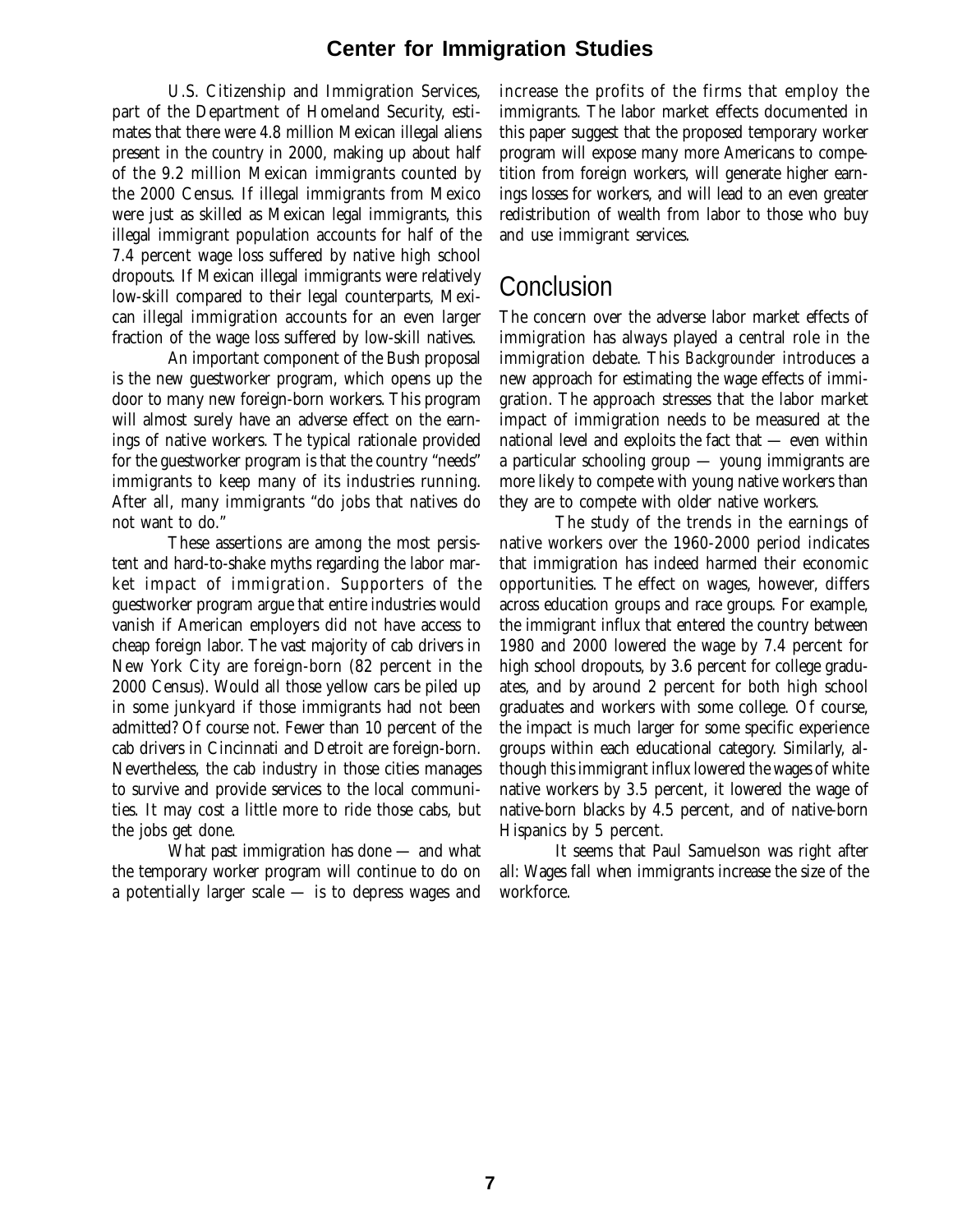U.S. Citizenship and Immigration Services, part of the Department of Homeland Security, estimates that there were 4.8 million Mexican illegal aliens present in the country in 2000, making up about half of the 9.2 million Mexican immigrants counted by the 2000 Census. If illegal immigrants from Mexico were just as skilled as Mexican legal immigrants, this illegal immigrant population accounts for half of the 7.4 percent wage loss suffered by native high school dropouts. If Mexican illegal immigrants were relatively low-skill compared to their legal counterparts, Mexican illegal immigration accounts for an even larger fraction of the wage loss suffered by low-skill natives.

An important component of the Bush proposal is the new guestworker program, which opens up the door to many new foreign-born workers. This program will almost surely have an adverse effect on the earnings of native workers. The typical rationale provided for the guestworker program is that the country "needs" immigrants to keep many of its industries running. After all, many immigrants "do jobs that natives do not want to do."

These assertions are among the most persistent and hard-to-shake myths regarding the labor market impact of immigration. Supporters of the guestworker program argue that entire industries would vanish if American employers did not have access to cheap foreign labor. The vast majority of cab drivers in New York City are foreign-born (82 percent in the 2000 Census). Would all those yellow cars be piled up in some junkyard if those immigrants had not been admitted? Of course not. Fewer than 10 percent of the cab drivers in Cincinnati and Detroit are foreign-born. Nevertheless, the cab industry in those cities manages to survive and provide services to the local communities. It may cost a little more to ride those cabs, but the jobs get done.

What past immigration has done — and what the temporary worker program will continue to do on a potentially larger scale — is to depress wages and increase the profits of the firms that employ the immigrants. The labor market effects documented in this paper suggest that the proposed temporary worker program will expose many more Americans to competition from foreign workers, will generate higher earnings losses for workers, and will lead to an even greater redistribution of wealth from labor to those who buy and use immigrant services.

## Conclusion

The concern over the adverse labor market effects of immigration has always played a central role in the immigration debate. This *Backgrounder* introduces a new approach for estimating the wage effects of immigration. The approach stresses that the labor market impact of immigration needs to be measured at the national level and exploits the fact that — even within a particular schooling group — young immigrants are more likely to compete with young native workers than they are to compete with older native workers.

The study of the trends in the earnings of native workers over the 1960-2000 period indicates that immigration has indeed harmed their economic opportunities. The effect on wages, however, differs across education groups and race groups. For example, the immigrant influx that entered the country between 1980 and 2000 lowered the wage by 7.4 percent for high school dropouts, by 3.6 percent for college graduates, and by around 2 percent for both high school graduates and workers with some college. Of course, the impact is much larger for some specific experience groups within each educational category. Similarly, although this immigrant influx lowered the wages of white native workers by 3.5 percent, it lowered the wage of native-born blacks by 4.5 percent, and of native-born Hispanics by 5 percent.

It seems that Paul Samuelson was right after all: Wages fall when immigrants increase the size of the workforce.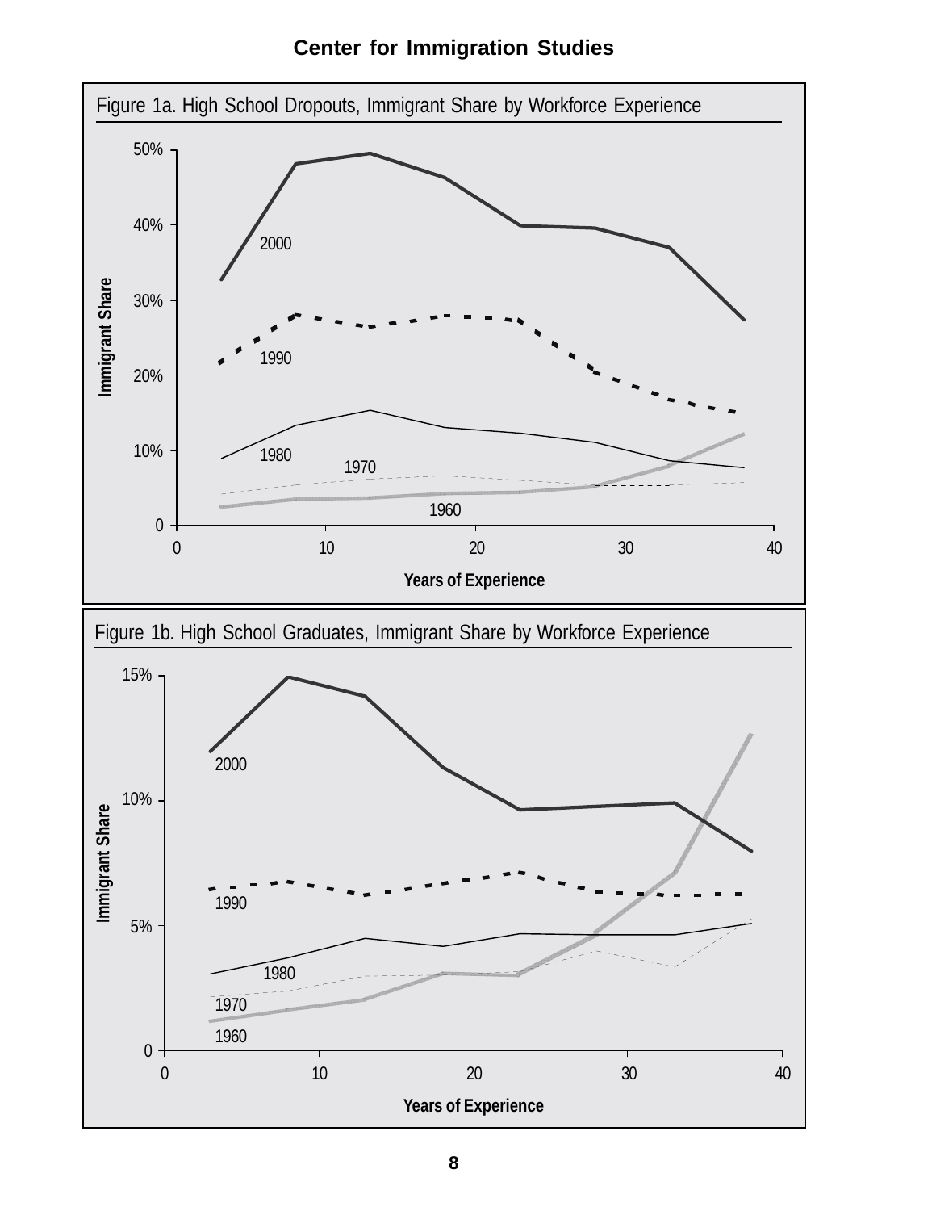Figure 1a. High School Dropouts, Immigrant Share by Workforce Experience

Figure 1b. High School Graduates, Immigrant Share by Workforce Experience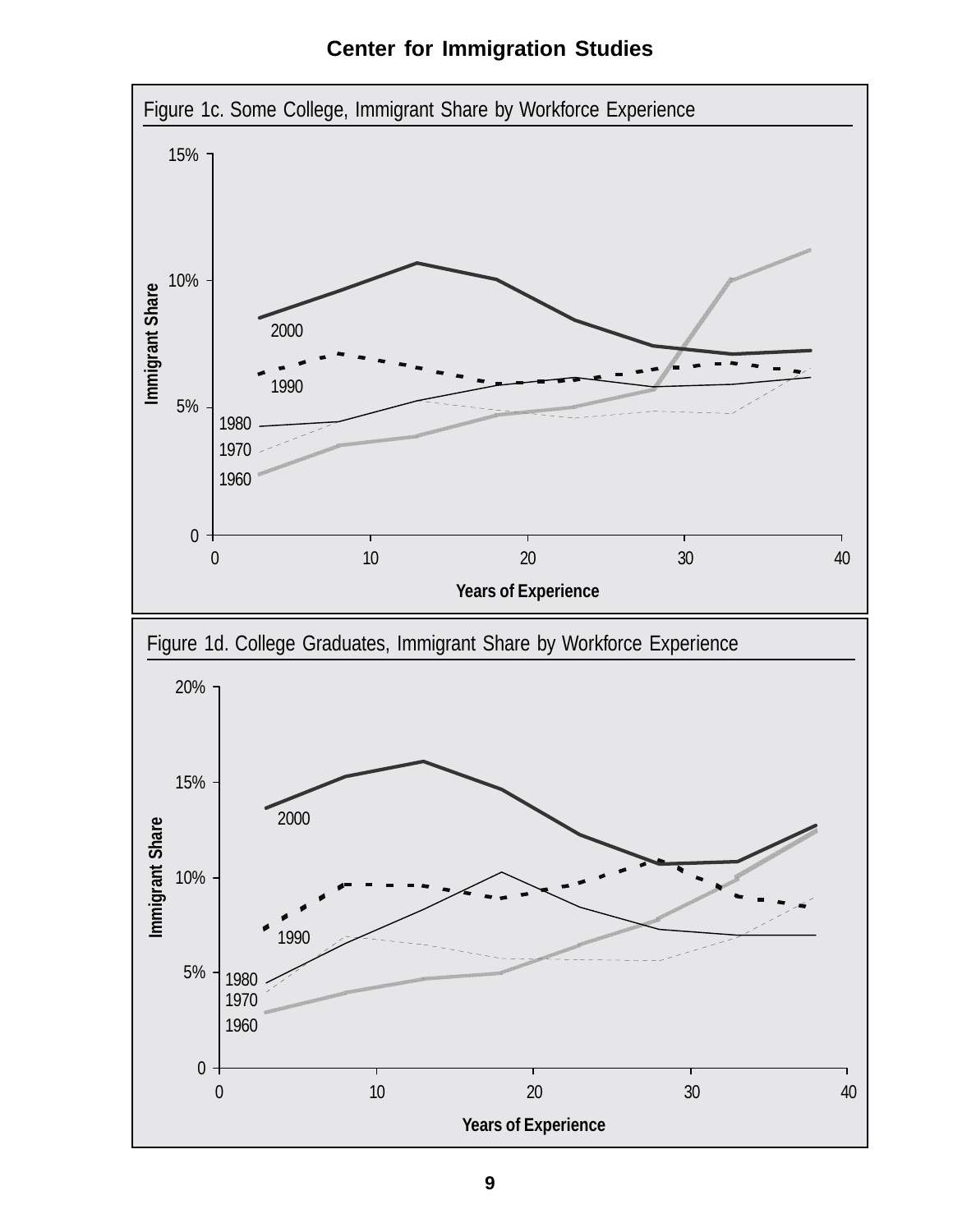Figure 1c. Some College, Immigrant Share by Workforce Experience

Figure 1d. College Graduates, Immigrant Share by Workforce Experience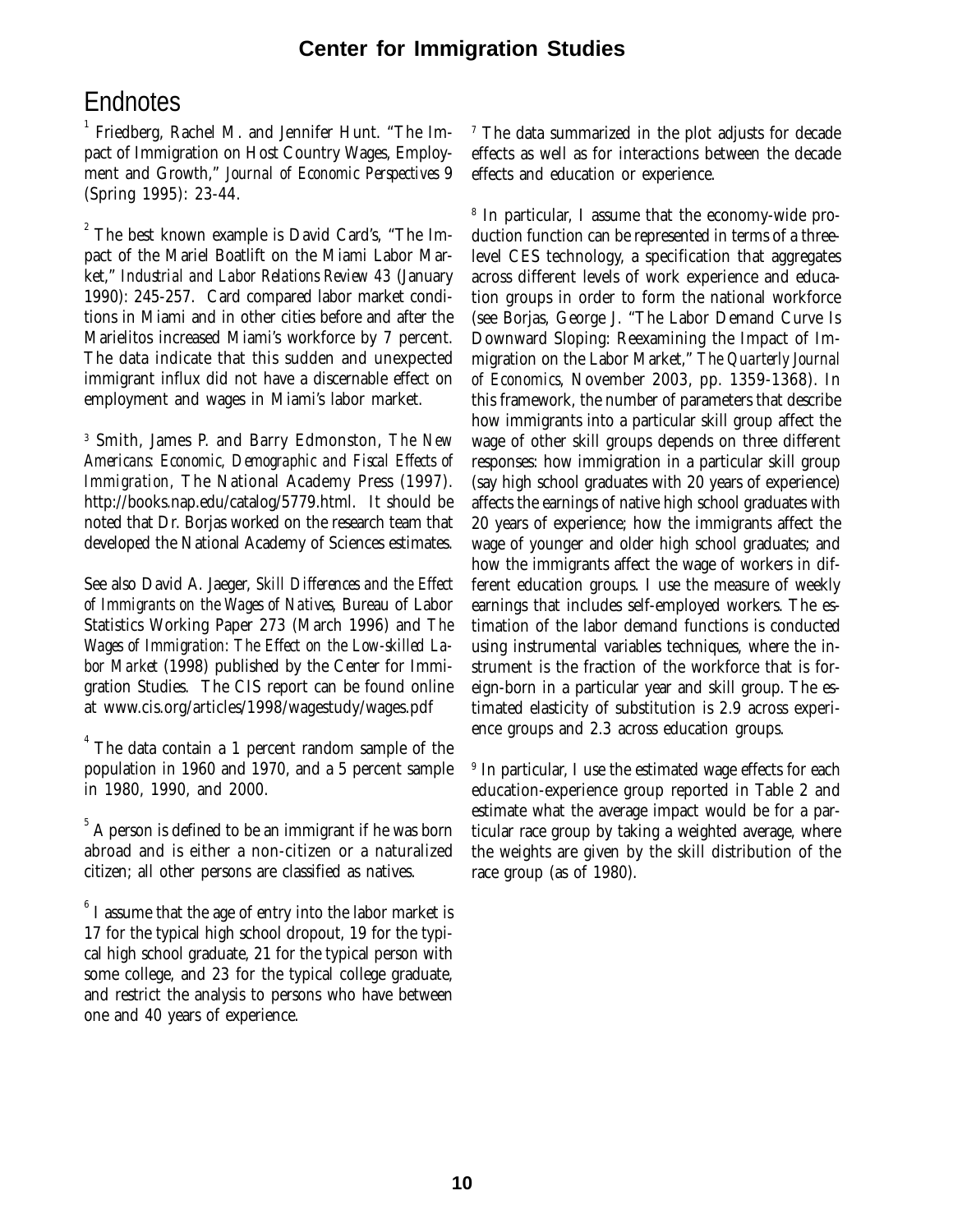## Endnotes

[1] Friedberg, Rachel M. and Jennifer Hunt. "The Impact of Immigration on Host Country Wages, Employment and Growth," *Journal of Economic Perspectives* 9 (Spring 1995): 23-44.

[2] The best known example is David Card's, "The Impact of the Mariel Boatlift on the Miami Labor Market," *Industrial and Labor Relations Review 43* (January 1990): 245-257. Card compared labor market conditions in Miami and in other cities before and after the Marielitos increased Miami's workforce by 7 percent. The data indicate that this sudden and unexpected immigrant influx did not have a discernable effect on employment and wages in Miami's labor market.

[3] Smith, James P. and Barry Edmonston, *The New Americans: Economic, Demographic and Fiscal Effects of Immigration,* The National Academy Press (1997). http://books.nap.edu/catalog/5779.html. It should be noted that Dr. Borjas worked on the research team that developed the National Academy of Sciences estimates.

See also David A. Jaeger, *Skill Differences and the Effect of Immigrants on the Wages of Natives*, Bureau of Labor Statistics Working Paper 273 (March 1996) and *The Wages of Immigration: The Effect on the Low-skilled Labor Market* (1998) published by the Center for Immigration Studies. The CIS report can be found online at www.cis.org/articles/1998/wagestudy/wages.pdf

[4] The data contain a 1 percent random sample of the population in 1960 and 1970, and a 5 percent sample in 1980, 1990, and 2000.

[5] A person is defined to be an immigrant if he was born abroad and is either a non-citizen or a naturalized citizen; all other persons are classified as natives.

[6] I assume that the age of entry into the labor market is 17 for the typical high school dropout, 19 for the typical high school graduate, 21 for the typical person with some college, and 23 for the typical college graduate, and restrict the analysis to persons who have between one and 40 years of experience.

[7] The data summarized in the plot adjusts for decade effects as well as for interactions between the decade effects and education or experience.

[8] In particular, I assume that the economy-wide production function can be represented in terms of a three-level CES technology, a specification that aggregates across different levels of work experience and education groups in order to form the national workforce (see Borjas, George J. "The Labor Demand Curve Is Downward Sloping: Reexamining the Impact of Immigration on the Labor Market," *The Quarterly Journal of Economics*, November 2003, pp. 1359-1368). In this framework, the number of parameters that describe how immigrants into a particular skill group affect the wage of other skill groups depends on three different responses: how immigration in a particular skill group (say high school graduates with 20 years of experience) affects the earnings of native high school graduates with 20 years of experience; how the immigrants affect the wage of younger and older high school graduates; and how the immigrants affect the wage of workers in different education groups. I use the measure of weekly earnings that includes self-employed workers. The estimation of the labor demand functions is conducted using instrumental variables techniques, where the instrument is the fraction of the workforce that is foreign-born in a particular year and skill group. The estimated elasticity of substitution is 2.9 across experience groups and 2.3 across education groups.

[9] In particular, I use the estimated wage effects for each education-experience group reported in Table 2 and estimate what the average impact would be for a particular race group by taking a weighted average, where the weights are given by the skill distribution of the race group (as of 1980).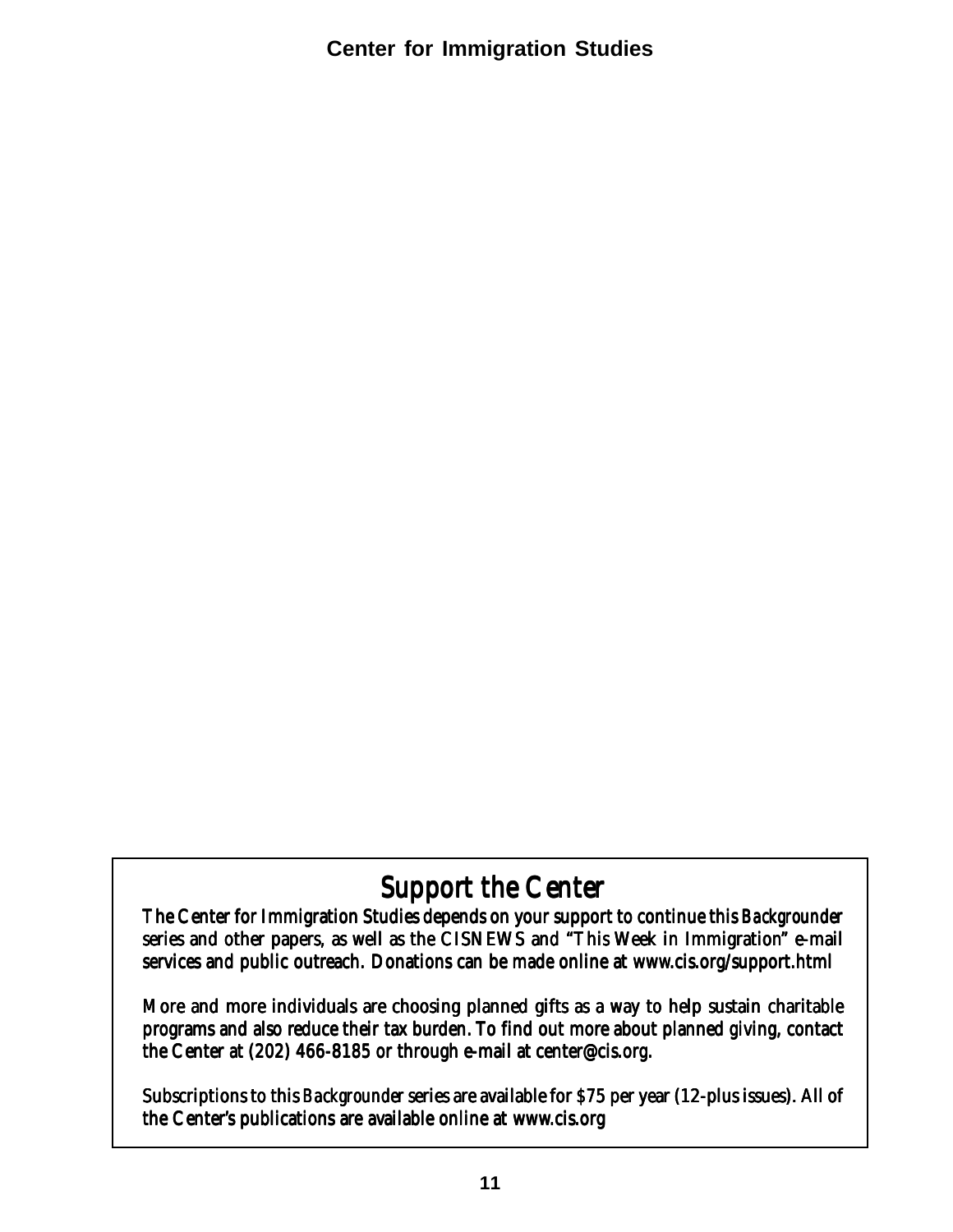## Support the Center

The Center for Immigration Studies depends on your support to continue this *Backgrounder* series and other papers, as well as the CISNEWS and "This Week in Immigration" e-mail services and public outreach. Donations can be made online at www.cis.org/support.html

More and more individuals are choosing planned gifts as a way to help sustain charitable programs and also reduce their tax burden. To find out more about planned giving, contact the Center at (202) 466-8185 or through e-mail at center@cis.org.

Subscriptions to this *Backgrounder* series are available for $75 per year (12-plus issues). All of the Center's publications are available online at www.cis.org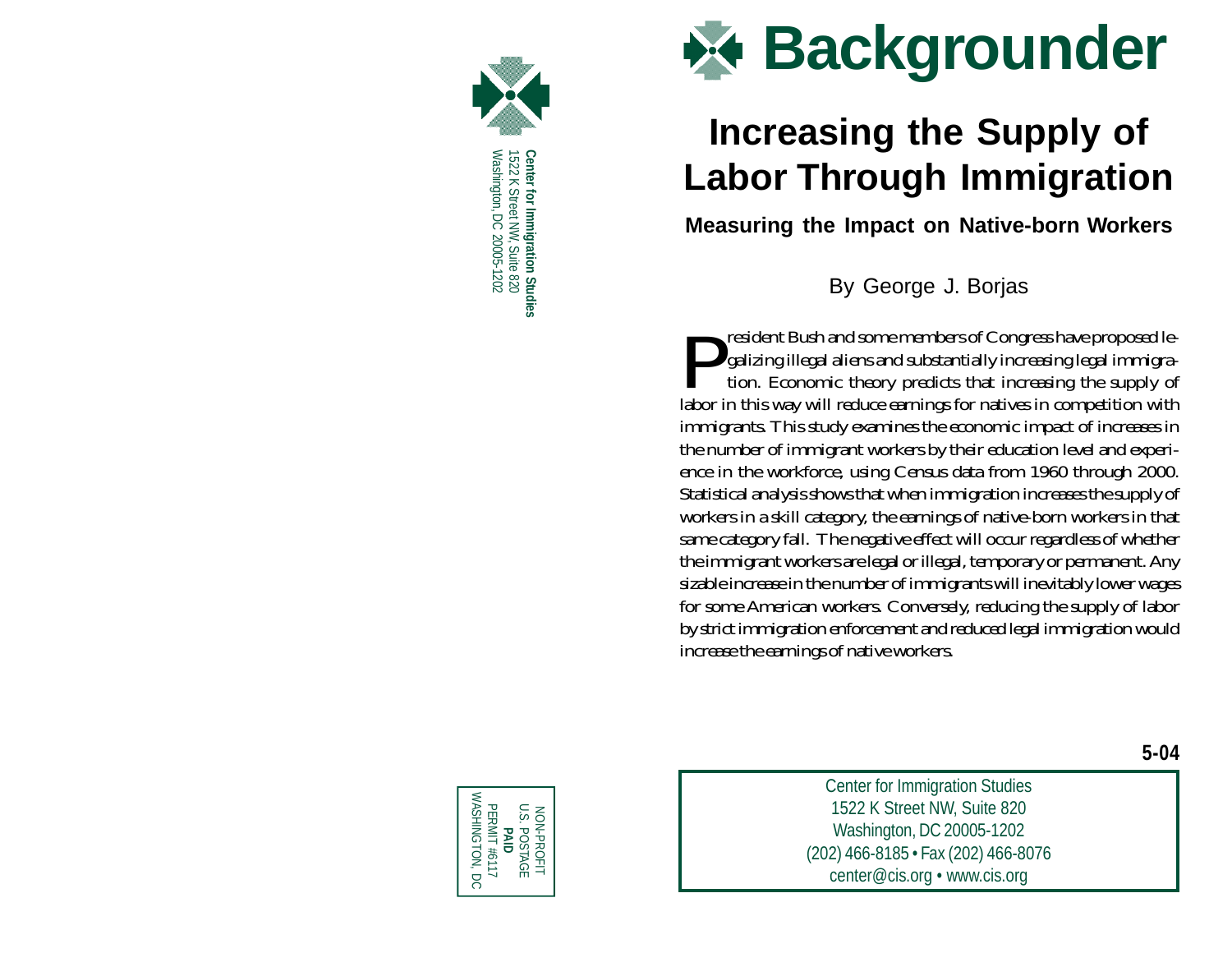Center for Immigration Studies
1522 K Street NW, Suite 820
Washington, DC 20005-1202

NON-PROFIT
U.S. POSTAGE
**PAID**
PERMIT #6117
WASHINGTON, DC

# Backgrounder

# Increasing the Supply of Labor Through Immigration

### Measuring the Impact on Native-born Workers

By George J. Borjas

President Bush and some members of Congress have proposed legalizing illegal aliens and substantially increasing legal immigration. Economic theory predicts that increasing the supply of labor in this way will reduce earnings for natives in competition with immigrants. This study examines the economic impact of increases in the number of immigrant workers by their education level and experience in the workforce, using Census data from 1960 through 2000. Statistical analysis shows that when immigration increases the supply of workers in a skill category, the earnings of native-born workers in that same category fall. The negative effect will occur regardless of whether the immigrant workers are legal or illegal, temporary or permanent. Any sizable increase in the number of immigrants will inevitably lower wages for some American workers. Conversely, reducing the supply of labor by strict immigration enforcement and reduced legal immigration would increase the earnings of native workers.

**5-04**

Center for Immigration Studies
1522 K Street NW, Suite 820
Washington, DC 20005-1202
(202) 466-8185 • Fax (202) 466-8076
center@cis.org • www.cis.org